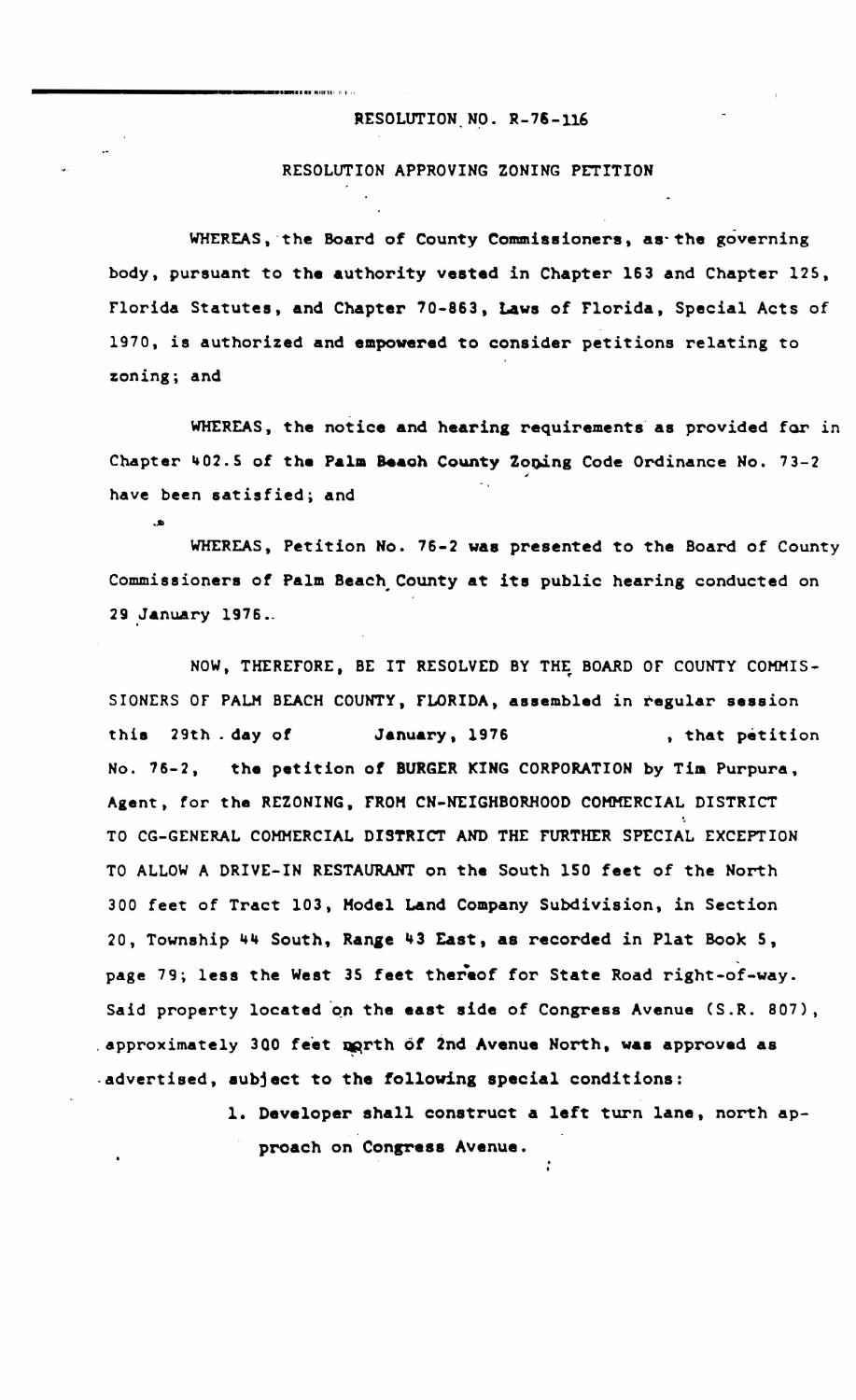RESOLUTION NO. R-76-116

RESOLUTION APPROVING ZONING PETITION

WHEREAS, the Board of County Commissioners, as the governing body, pursuant to the authority vested in Chapter 163 and Chapter 125, Florida Statutes, and Chapter 70-863, Laws of Florida, Special Acts of 1970, is authorized and empowered to consider petitions relating to zoning; and

WHEREAS, the notice and hearing requirements as provided for in Chapter 402.5 of the Palm Beach County Zoning Code Ordinance No. 73-2 have been satisfied; and

WHEREAS, Petition No. 76-2 was presented to the Board of County Commissioners of Palm Beach County at its public hearing conducted on 29 January 1976.

NOW, THEREFORE, BE IT RESOLVED BY THE BOARD OF COUNTY COMMISSIONERS OF PALM BEACH COUNTY, FLORIDA, assembled in regular session this 29th day of January, 1976, that petition No. 76-2, the petition of BURGER KING CORPORATION by Tim Purpura, Agent, for the REZONING, FROM CN-NEIGHBORHOOD COMMERCIAL DISTRICT TO CG-GENERAL COMMERCIAL DISTRICT AND THE FURTHER SPECIAL EXCEPTION TO ALLOW A DRIVE-IN RESTAURANT on the South 150 feet of the North 300 feet of Tract 103, Model Land Company Subdivision, in Section 20, Township 44 South, Range 43 East, as recorded in Plat Book 5, page 79; less the West 35 feet thereof for State Road right-of-way. Said property located on the east side of Congress Avenue (S.R. 807), approximately 300 feet north of 2nd Avenue North, was approved as advertised, subject to the following special conditions:

1. Developer shall construct a left turn lane, north approach on Congress Avenue.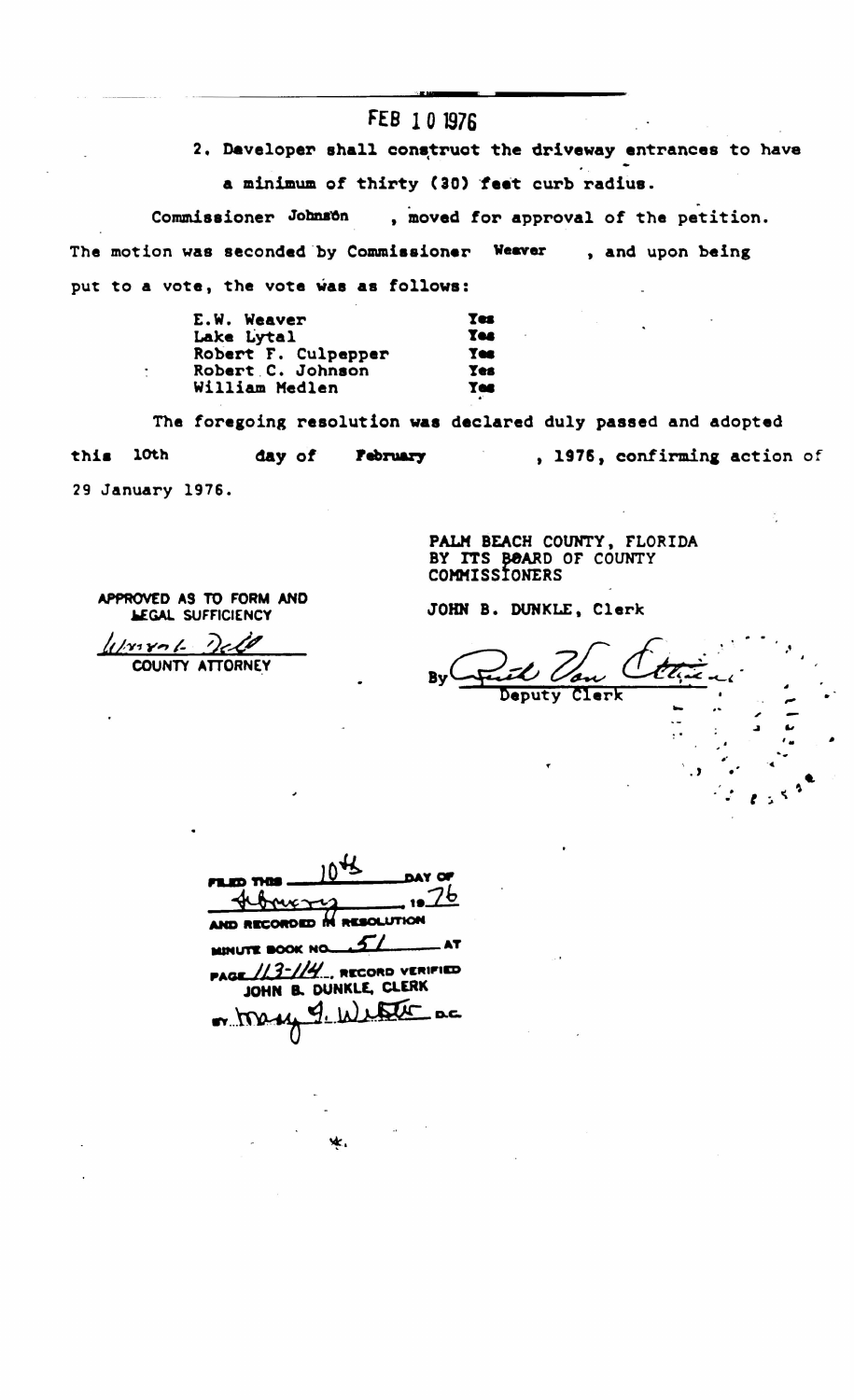FEB 10 1976

2. Developer shall construct the driveway entrances to have a minimum of thirty (30) feet curb radius.

Commissioner Johnson, moved for approval of the petition. The motion was seconded by Commissioner Weaver, and upon being put to a vote, the vote was as follows:

| | |
|---|---|
| E.W. Weaver | Yes |
| Lake Lytal | Yes |
| Robert F. Culpepper | Yes |
| Robert C. Johnson | Yes |
| William Medlen | Yes |

The foregoing resolution was declared duly passed and adopted this 10th day of February, 1976, confirming action of 29 January 1976.

PALM BEACH COUNTY, FLORIDA
BY ITS BOARD OF COUNTY COMMISSIONERS

JOHN B. DUNKLE, Clerk

By ______________________
Deputy Clerk

APPROVED AS TO FORM AND LEGAL SUFFICIENCY

______________________
COUNTY ATTORNEY

FILED THIS 10th DAY OF February, 1976
AND RECORDED IN RESOLUTION
MINUTE BOOK NO. 51 AT
PAGE 113-114, RECORD VERIFIED
JOHN B. DUNKLE, CLERK
BY ______________________ D.C.